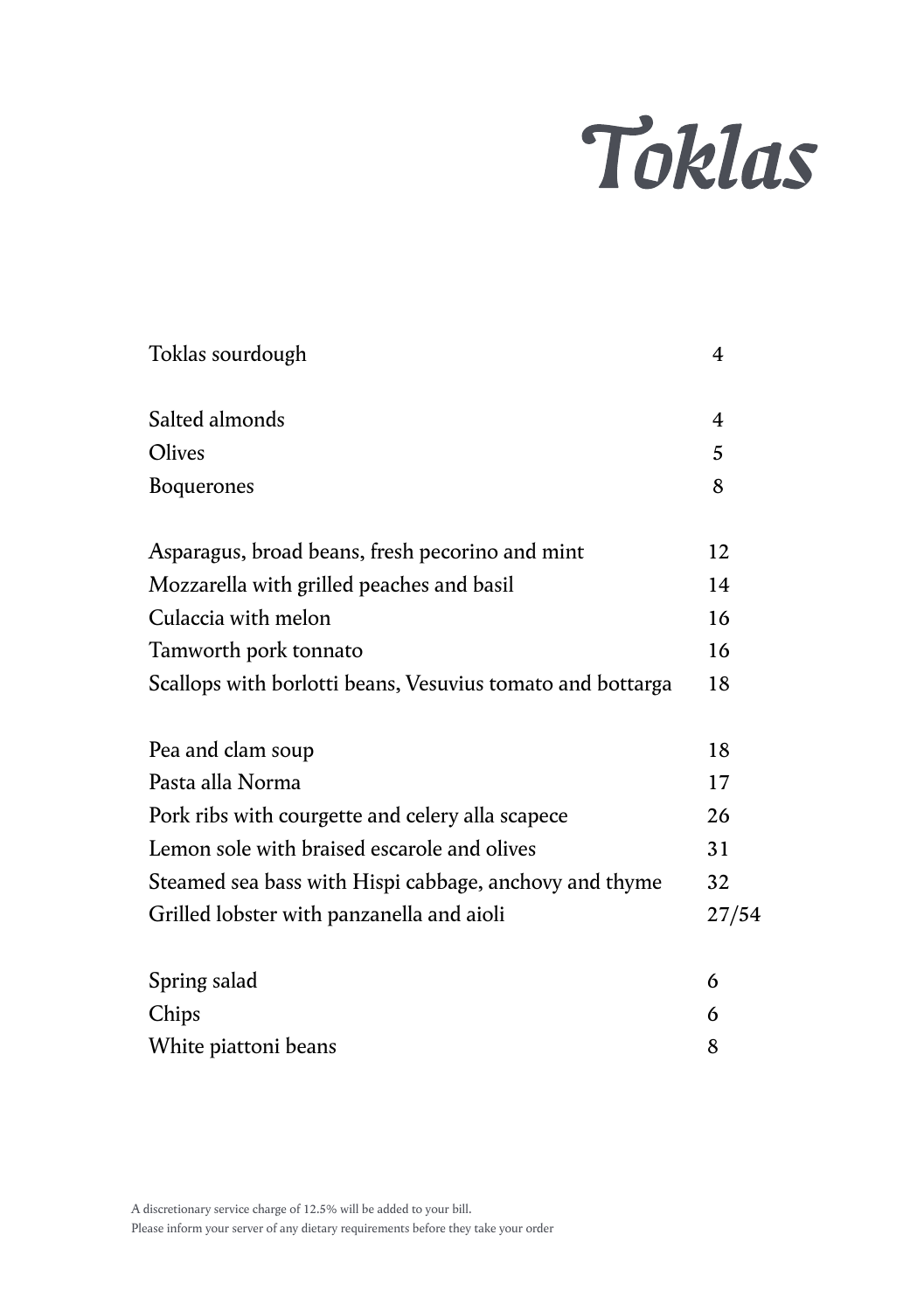# Toklas

| | |
|---|---|
| Toklas sourdough | 4 |
| | |
| Salted almonds | 4 |
| Olives | 5 |
| Boquerones | 8 |
| | |
| Asparagus, broad beans, fresh pecorino and mint | 12 |
| Mozzarella with grilled peaches and basil | 14 |
| Culaccia with melon | 16 |
| Tamworth pork tonnato | 16 |
| Scallops with borlotti beans, Vesuvius tomato and bottarga | 18 |
| | |
| Pea and clam soup | 18 |
| Pasta alla Norma | 17 |
| Pork ribs with courgette and celery alla scapece | 26 |
| Lemon sole with braised escarole and olives | 31 |
| Steamed sea bass with Hispi cabbage, anchovy and thyme | 32 |
| Grilled lobster with panzanella and aioli | 27/54 |
| | |
| Spring salad | 6 |
| Chips | 6 |
| White piattoni beans | 8 |

A discretionary service charge of 12.5% will be added to your bill.
Please inform your server of any dietary requirements before they take your order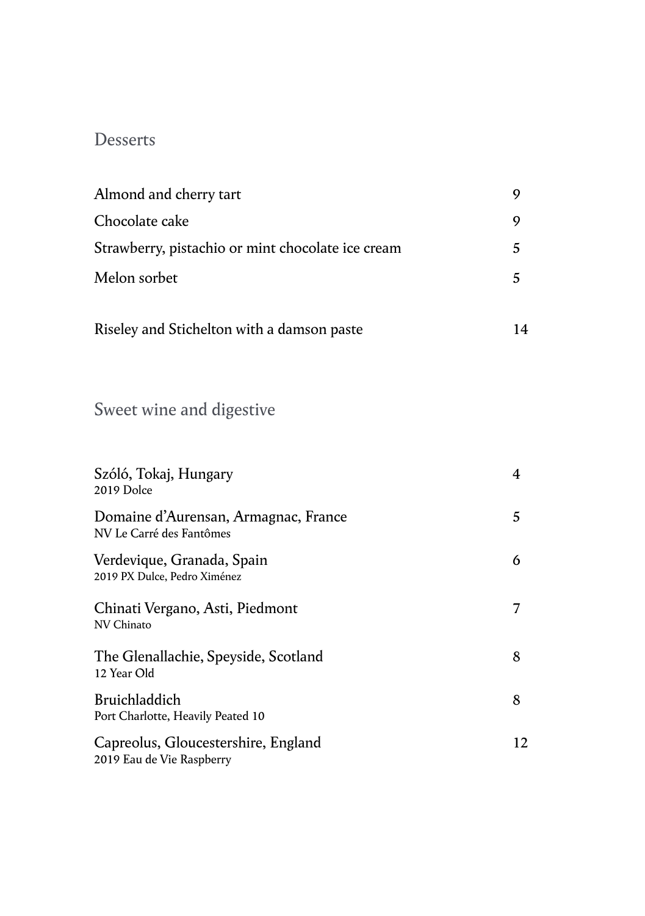## Desserts

| | |
|---|---|
| Almond and cherry tart | 9 |
| Chocolate cake | 9 |
| Strawberry, pistachio or mint chocolate ice cream | 5 |
| Melon sorbet | 5 |
| Riseley and Stichelton with a damson paste | 14 |

## Sweet wine and digestive

| | |
|---|---|
| Szóló, Tokaj, Hungary<br>2019 Dolce | 4 |
| Domaine d'Aurensan, Armagnac, France<br>NV Le Carré des Fantômes | 5 |
| Verdevique, Granada, Spain<br>2019 PX Dulce, Pedro Ximénez | 6 |
| Chinati Vergano, Asti, Piedmont<br>NV Chinato | 7 |
| The Glenallachie, Speyside, Scotland<br>12 Year Old | 8 |
| Bruichladdich<br>Port Charlotte, Heavily Peated 10 | 8 |
| Capreolus, Gloucestershire, England<br>2019 Eau de Vie Raspberry | 12 |